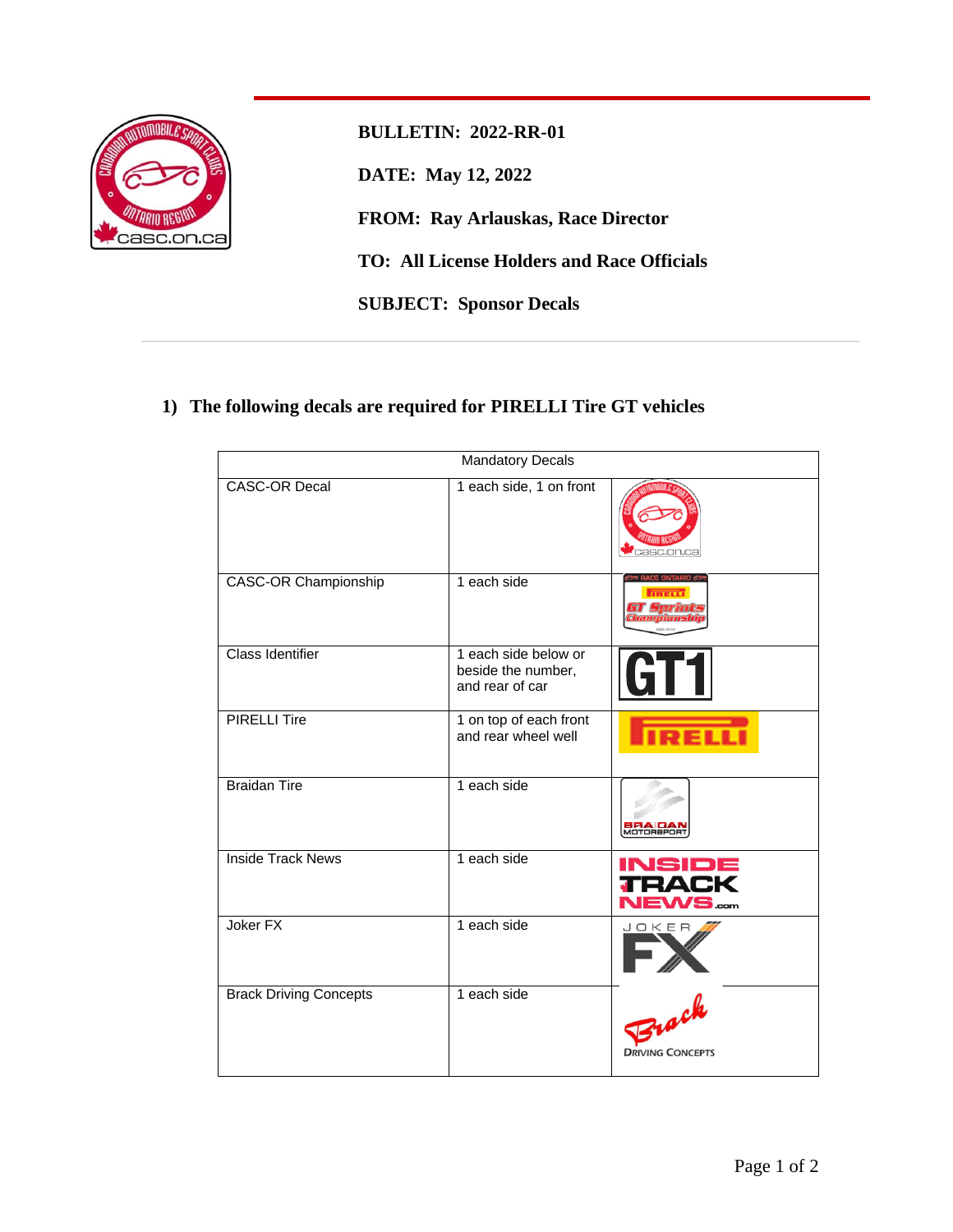**BULLETIN: 2022-RR-01**

**DATE: May 12, 2022**

**FROM: Ray Arlauskas, Race Director**

**TO: All License Holders and Race Officials**

**SUBJECT: Sponsor Decals**

## 1) The following decals are required for PIRELLI Tire GT vehicles

| Mandatory Decals | | |
|---|---|---|
| CASC-OR Decal | 1 each side, 1 on front | |
| CASC-OR Championship | 1 each side | |
| Class Identifier | 1 each side below or beside the number, and rear of car | GT1 |
| PIRELLI Tire | 1 on top of each front and rear wheel well | |
| Braidan Tire | 1 each side | |
| Inside Track News | 1 each side | |
| Joker FX | 1 each side | |
| Brack Driving Concepts | 1 each side | |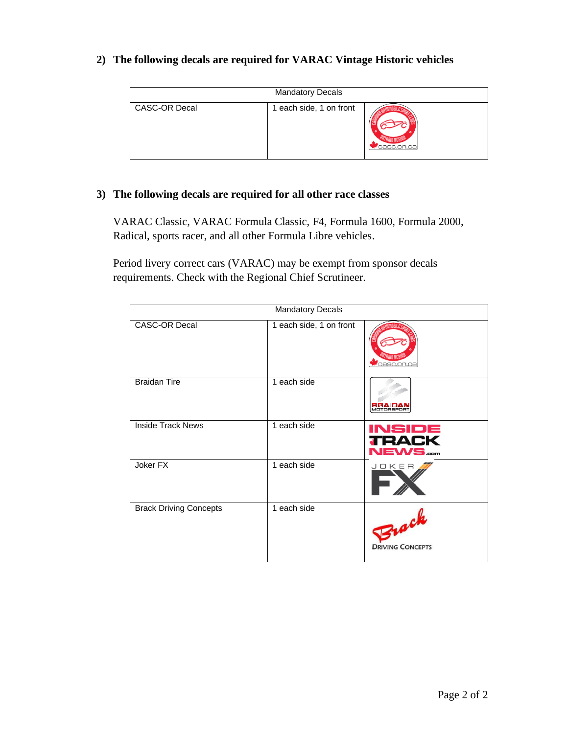2) **The following decals are required for VARAC Vintage Historic vehicles**

| Mandatory Decals | | |
|---|---|---|
| CASC-OR Decal | 1 each side, 1 on front | |

3) **The following decals are required for all other race classes**

VARAC Classic, VARAC Formula Classic, F4, Formula 1600, Formula 2000, Radical, sports racer, and all other Formula Libre vehicles.

Period livery correct cars (VARAC) may be exempt from sponsor decals requirements. Check with the Regional Chief Scrutineer.

| Mandatory Decals | | |
|---|---|---|
| CASC-OR Decal | 1 each side, 1 on front | |
| Braidan Tire | 1 each side | |
| Inside Track News | 1 each side | |
| Joker FX | 1 each side | |
| Brack Driving Concepts | 1 each side | |